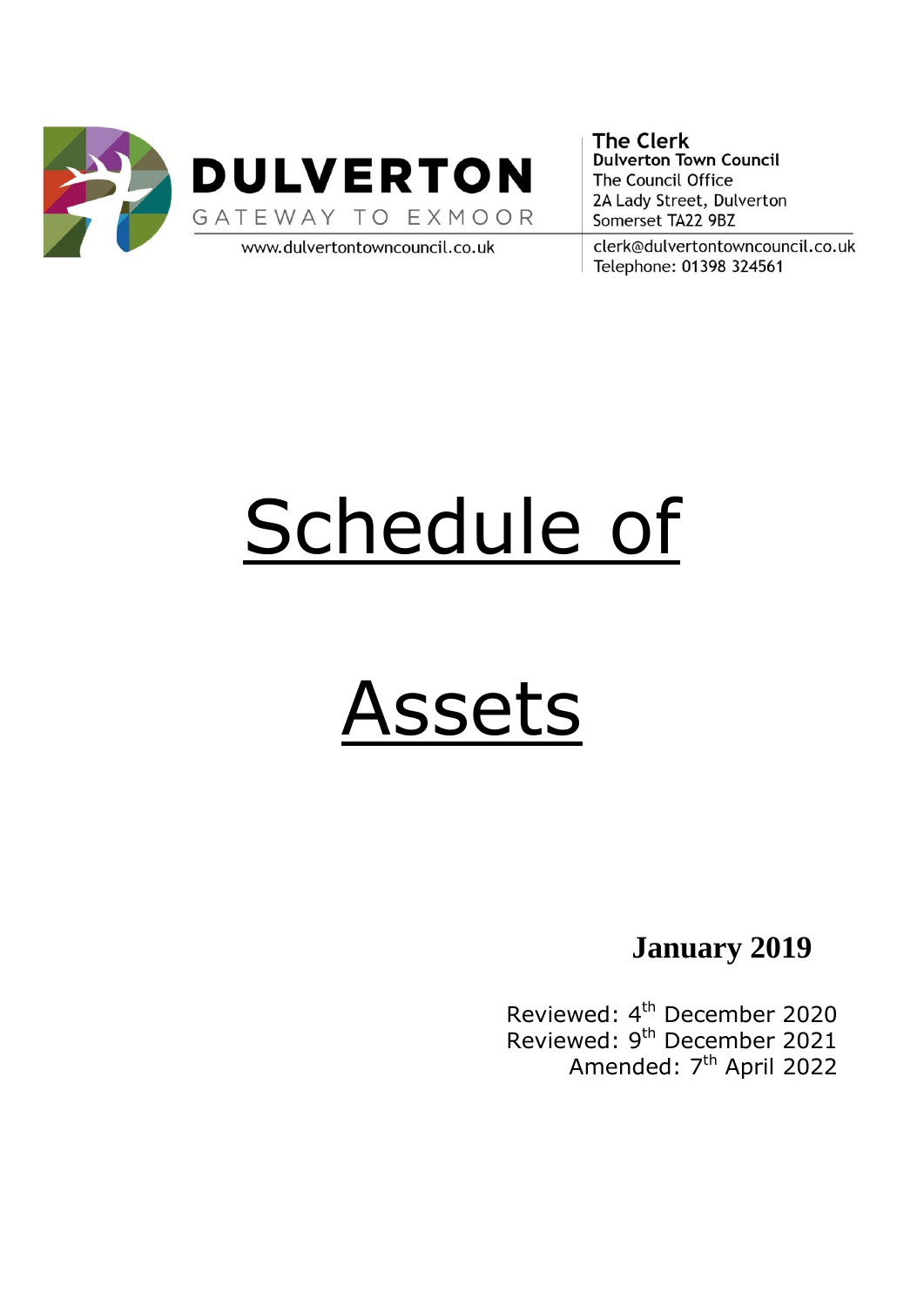**DULVERTON**
GATEWAY TO EXMOOR

www.dulvertontowncouncil.co.uk

**The Clerk**
**Dulverton Town Council**
The Council Office
2A Lady Street, Dulverton
Somerset TA22 9BZ

clerk@dulvertontowncouncil.co.uk
Telephone: 01398 324561

# Schedule of Assets

**January 2019**

Reviewed: 4th December 2020
Reviewed: 9th December 2021
Amended: 7th April 2022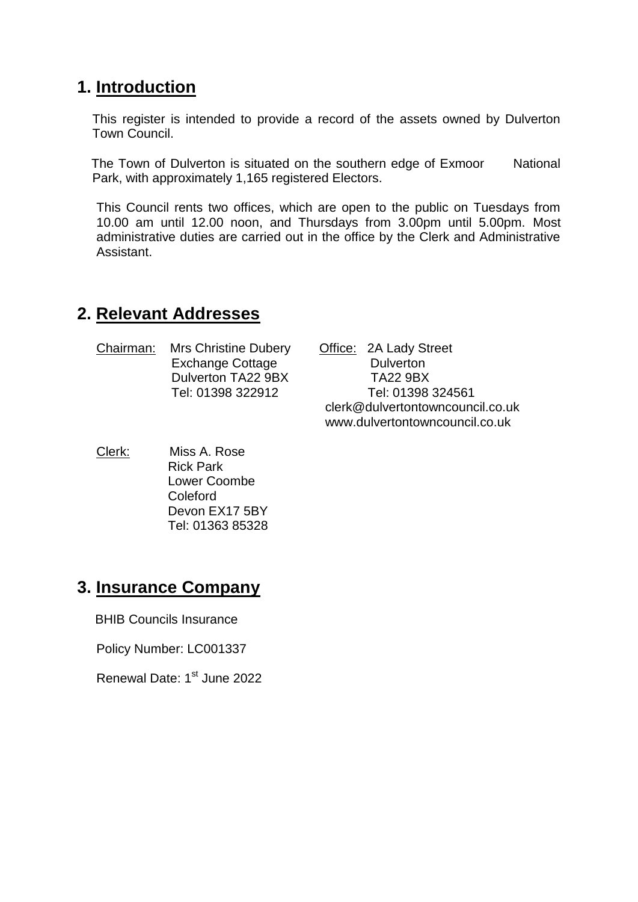## 1. Introduction

This register is intended to provide a record of the assets owned by Dulverton Town Council.

The Town of Dulverton is situated on the southern edge of Exmoor National Park, with approximately 1,165 registered Electors.

This Council rents two offices, which are open to the public on Tuesdays from 10.00 am until 12.00 noon, and Thursdays from 3.00pm until 5.00pm. Most administrative duties are carried out in the office by the Clerk and Administrative Assistant.

## 2. Relevant Addresses

Chairman: Mrs Christine Dubery
Exchange Cottage
Dulverton TA22 9BX
Tel: 01398 322912

Office: 2A Lady Street
Dulverton
TA22 9BX
Tel: 01398 324561
clerk@dulvertontowncouncil.co.uk
www.dulvertontowncouncil.co.uk

Clerk: Miss A. Rose
Rick Park
Lower Coombe
Coleford
Devon EX17 5BY
Tel: 01363 85328

## 3. Insurance Company

BHIB Councils Insurance

Policy Number: LC001337

Renewal Date: 1st June 2022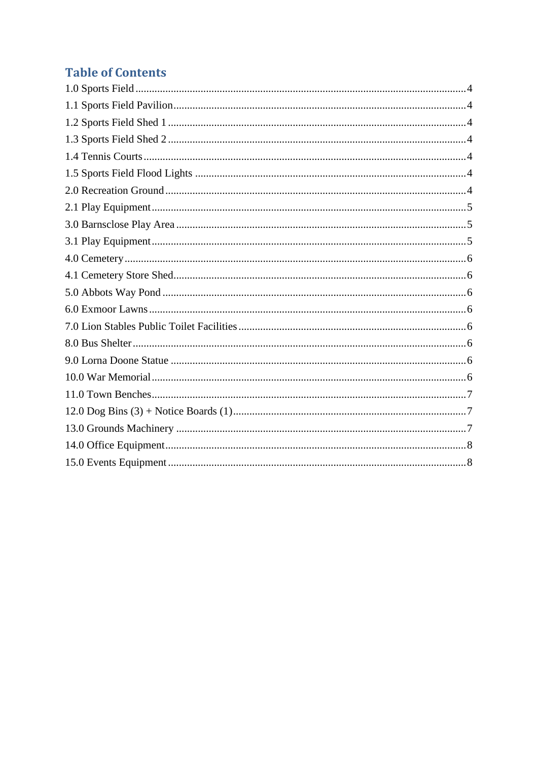## Table of Contents

1.0 Sports Field ........ 4
1.1 Sports Field Pavilion ........ 4
1.2 Sports Field Shed 1 ........ 4
1.3 Sports Field Shed 2 ........ 4
1.4 Tennis Courts ........ 4
1.5 Sports Field Flood Lights ........ 4
2.0 Recreation Ground ........ 4
2.1 Play Equipment ........ 5
3.0 Barnsclose Play Area ........ 5
3.1 Play Equipment ........ 5
4.0 Cemetery ........ 6
4.1 Cemetery Store Shed ........ 6
5.0 Abbots Way Pond ........ 6
6.0 Exmoor Lawns ........ 6
7.0 Lion Stables Public Toilet Facilities ........ 6
8.0 Bus Shelter ........ 6
9.0 Lorna Doone Statue ........ 6
10.0 War Memorial ........ 6
11.0 Town Benches ........ 7
12.0 Dog Bins (3) + Notice Boards (1) ........ 7
13.0 Grounds Machinery ........ 7
14.0 Office Equipment ........ 8
15.0 Events Equipment ........ 8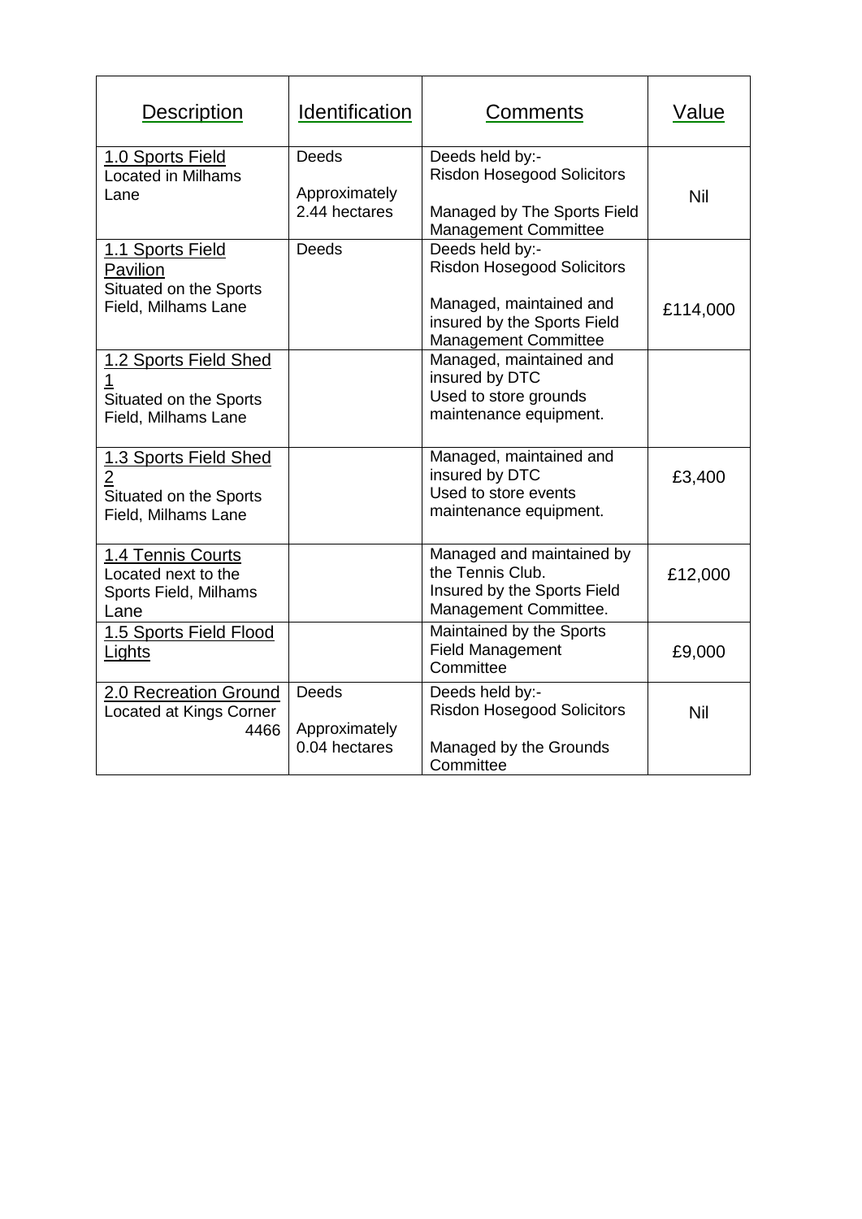| Description | Identification | Comments | Value |
|---|---|---|---|
| 1.0 Sports Field<br>Located in Milhams Lane | Deeds<br><br>Approximately 2.44 hectares | Deeds held by:-<br>Risdon Hosegood Solicitors<br><br>Managed by The Sports Field Management Committee | Nil |
| 1.1 Sports Field Pavilion<br>Situated on the Sports Field, Milhams Lane | Deeds | Deeds held by:-<br>Risdon Hosegood Solicitors<br><br>Managed, maintained and insured by the Sports Field Management Committee | £114,000 |
| 1.2 Sports Field Shed 1<br>Situated on the Sports Field, Milhams Lane | | Managed, maintained and insured by DTC<br>Used to store grounds maintenance equipment. | |
| 1.3 Sports Field Shed 2<br>Situated on the Sports Field, Milhams Lane | | Managed, maintained and insured by DTC<br>Used to store events maintenance equipment. | £3,400 |
| 1.4 Tennis Courts<br>Located next to the Sports Field, Milhams Lane | | Managed and maintained by the Tennis Club.<br>Insured by the Sports Field Management Committee. | £12,000 |
| 1.5 Sports Field Flood Lights | | Maintained by the Sports Field Management Committee | £9,000 |
| 2.0 Recreation Ground<br>Located at Kings Corner 4466 | Deeds<br><br>Approximately 0.04 hectares | Deeds held by:-<br>Risdon Hosegood Solicitors<br><br>Managed by the Grounds Committee | Nil |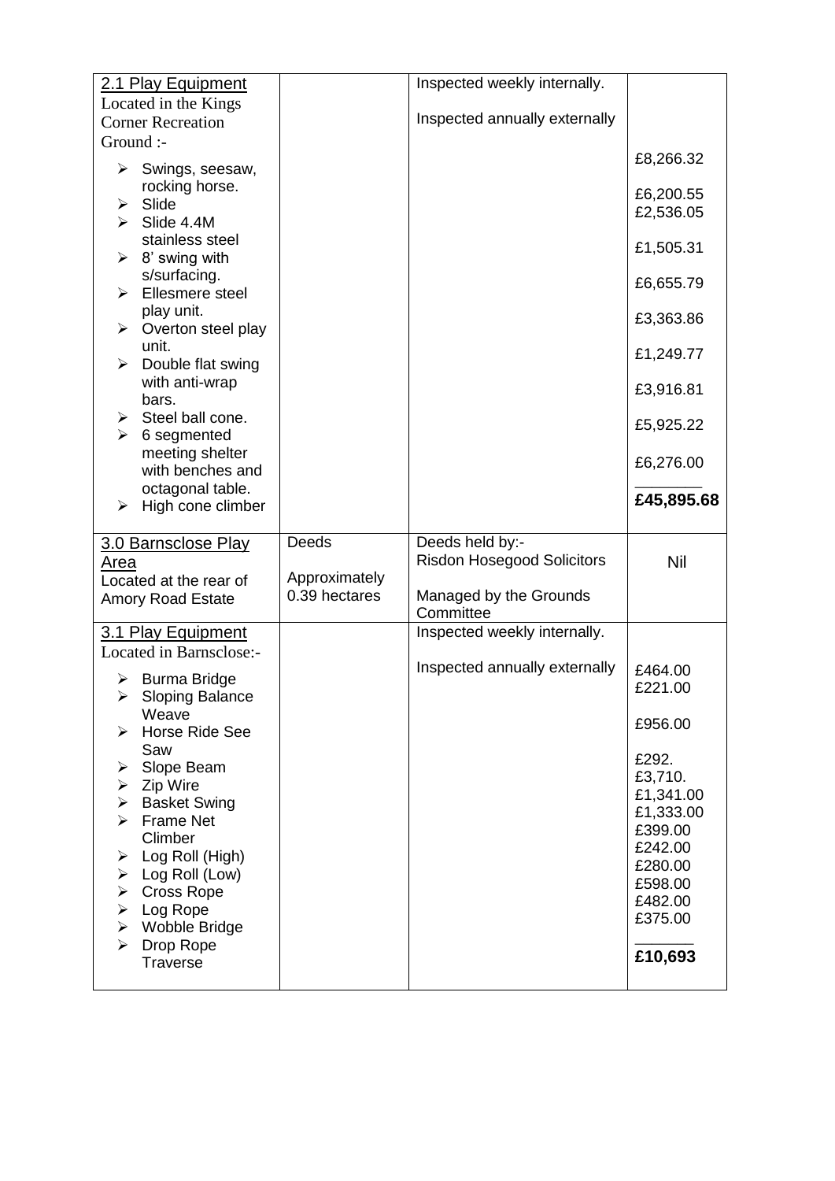| | | | |
|---|---|---|---|
| 2.1 Play Equipment<br>Located in the Kings Corner Recreation Ground :-<br>➢ Swings, seesaw, rocking horse.<br>➢ Slide<br>➢ Slide 4.4M stainless steel<br>➢ 8' swing with s/surfacing.<br>➢ Ellesmere steel play unit.<br>➢ Overton steel play unit.<br>➢ Double flat swing with anti-wrap bars.<br>➢ Steel ball cone.<br>➢ 6 segmented meeting shelter with benches and octagonal table.<br>➢ High cone climber | | Inspected weekly internally.<br><br>Inspected annually externally | £8,266.32<br><br>£6,200.55<br>£2,536.05<br><br>£1,505.31<br><br>£6,655.79<br><br>£3,363.86<br><br>£1,249.77<br><br>£3,916.81<br><br>£5,925.22<br><br>£6,276.00<br><br>**£45,895.68** |
| 3.0 Barnsclose Play Area<br>Located at the rear of Amory Road Estate | Deeds<br><br>Approximately 0.39 hectares | Deeds held by:-<br>Risdon Hosegood Solicitors<br><br>Managed by the Grounds Committee | Nil |
| 3.1 Play Equipment<br>Located in Barnsclose:-<br>➢ Burma Bridge<br>➢ Sloping Balance Weave<br>➢ Horse Ride See Saw<br>➢ Slope Beam<br>➢ Zip Wire<br>➢ Basket Swing<br>➢ Frame Net Climber<br>➢ Log Roll (High)<br>➢ Log Roll (Low)<br>➢ Cross Rope<br>➢ Log Rope<br>➢ Wobble Bridge<br>➢ Drop Rope Traverse | | Inspected weekly internally.<br><br>Inspected annually externally | £464.00<br>£221.00<br><br>£956.00<br><br>£292.<br>£3,710.<br>£1,341.00<br>£1,333.00<br>£399.00<br>£242.00<br>£280.00<br>£598.00<br>£482.00<br>£375.00<br><br>**£10,693** |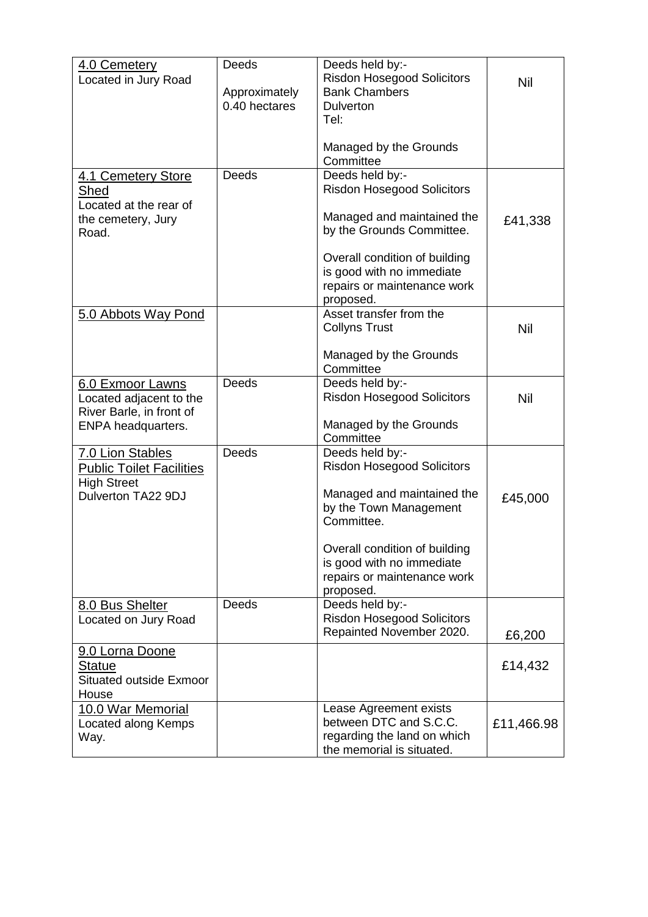| | | | |
|---|---|---|---|
| 4.0 Cemetery<br>Located in Jury Road | Deeds<br><br>Approximately 0.40 hectares | Deeds held by:-<br>Risdon Hosegood Solicitors<br>Bank Chambers<br>Dulverton<br>Tel:<br><br>Managed by the Grounds Committee | Nil |
| 4.1 Cemetery Store Shed<br>Located at the rear of the cemetery, Jury Road. | Deeds | Deeds held by:-<br>Risdon Hosegood Solicitors<br><br>Managed and maintained the by the Grounds Committee.<br><br>Overall condition of building is good with no immediate repairs or maintenance work proposed. | £41,338 |
| 5.0 Abbots Way Pond | | Asset transfer from the Collyns Trust<br><br>Managed by the Grounds Committee | Nil |
| 6.0 Exmoor Lawns<br>Located adjacent to the River Barle, in front of ENPA headquarters. | Deeds | Deeds held by:-<br>Risdon Hosegood Solicitors<br><br>Managed by the Grounds Committee | Nil |
| 7.0 Lion Stables Public Toilet Facilities<br>High Street<br>Dulverton TA22 9DJ | Deeds | Deeds held by:-<br>Risdon Hosegood Solicitors<br><br>Managed and maintained the by the Town Management Committee.<br><br>Overall condition of building is good with no immediate repairs or maintenance work proposed. | £45,000 |
| 8.0 Bus Shelter<br>Located on Jury Road | Deeds | Deeds held by:-<br>Risdon Hosegood Solicitors<br>Repainted November 2020. | £6,200 |
| 9.0 Lorna Doone Statue<br>Situated outside Exmoor House | | | £14,432 |
| 10.0 War Memorial<br>Located along Kemps Way. | | Lease Agreement exists between DTC and S.C.C. regarding the land on which the memorial is situated. | £11,466.98 |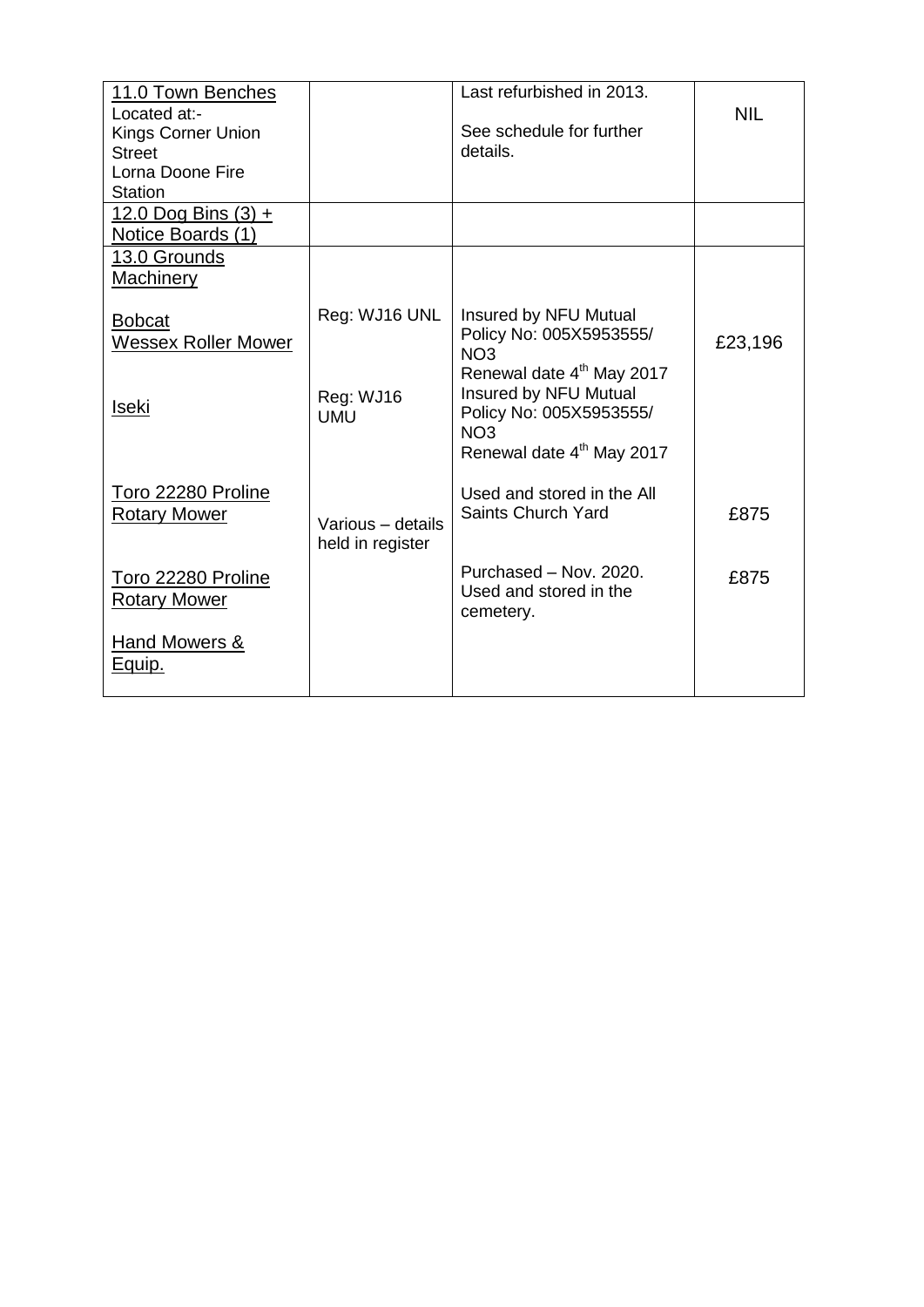| 11.0 Town Benches<br>Located at:-<br>Kings Corner Union Street<br>Lorna Doone Fire Station | | Last refurbished in 2013.<br><br>See schedule for further details. | NIL |
|---|---|---|---|
| 12.0 Dog Bins (3) + Notice Boards (1) | | | |
| 13.0 Grounds Machinery<br><br>Bobcat<br>Wessex Roller Mower<br><br>Iseki | <br><br>Reg: WJ16 UNL<br><br>Reg: WJ16 UMU | <br><br>Insured by NFU Mutual<br>Policy No: 005X5953555/ NO3<br>Renewal date 4th May 2017<br>Insured by NFU Mutual<br>Policy No: 005X5953555/ NO3<br>Renewal date 4th May 2017 | <br><br>£23,196 |
| Toro 22280 Proline Rotary Mower<br><br>Toro 22280 Proline Rotary Mower<br><br>Hand Mowers & Equip. | Various – details held in register | Used and stored in the All Saints Church Yard<br><br>Purchased – Nov. 2020.<br>Used and stored in the cemetery. | £875<br><br>£875 |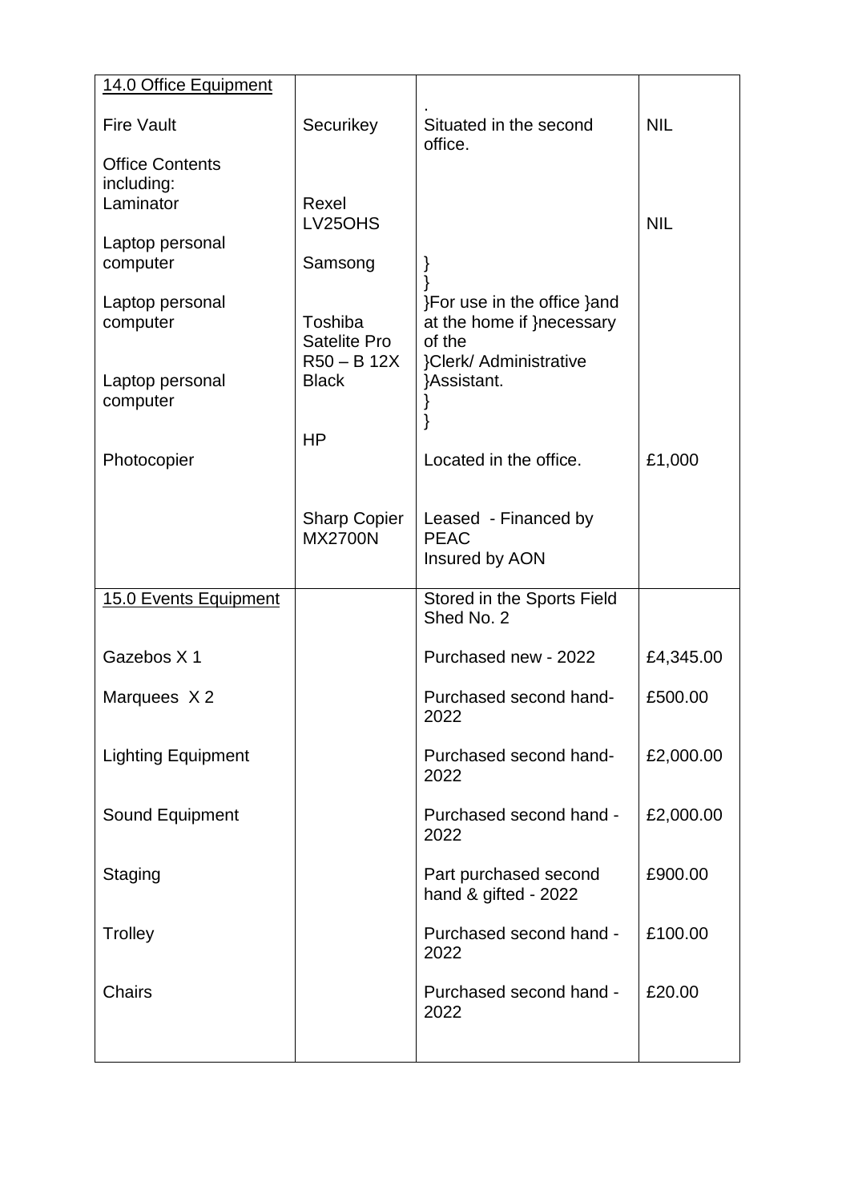| | | | |
|---|---|---|---|
| 14.0 Office Equipment | | . | |
| Fire Vault | Securikey | Situated in the second office. | NIL |
| Office Contents including: Laminator | Rexel LV25OHS | | NIL |
| Laptop personal computer | Samsong | } | |
| Laptop personal computer | Toshiba Satelite Pro R50 – B 12X Black | } }For use in the office }and at the home if }necessary of the }Clerk/ Administrative }Assistant. | |
| Laptop personal computer | HP | } } | |
| Photocopier | | Located in the office. | £1,000 |
| | Sharp Copier MX2700N | Leased - Financed by PEAC Insured by AON | |
| 15.0 Events Equipment | | Stored in the Sports Field Shed No. 2 | |
| Gazebos X 1 | | Purchased new - 2022 | £4,345.00 |
| Marquees X 2 | | Purchased second hand- 2022 | £500.00 |
| Lighting Equipment | | Purchased second hand- 2022 | £2,000.00 |
| Sound Equipment | | Purchased second hand - 2022 | £2,000.00 |
| Staging | | Part purchased second hand & gifted - 2022 | £900.00 |
| Trolley | | Purchased second hand - 2022 | £100.00 |
| Chairs | | Purchased second hand - 2022 | £20.00 |